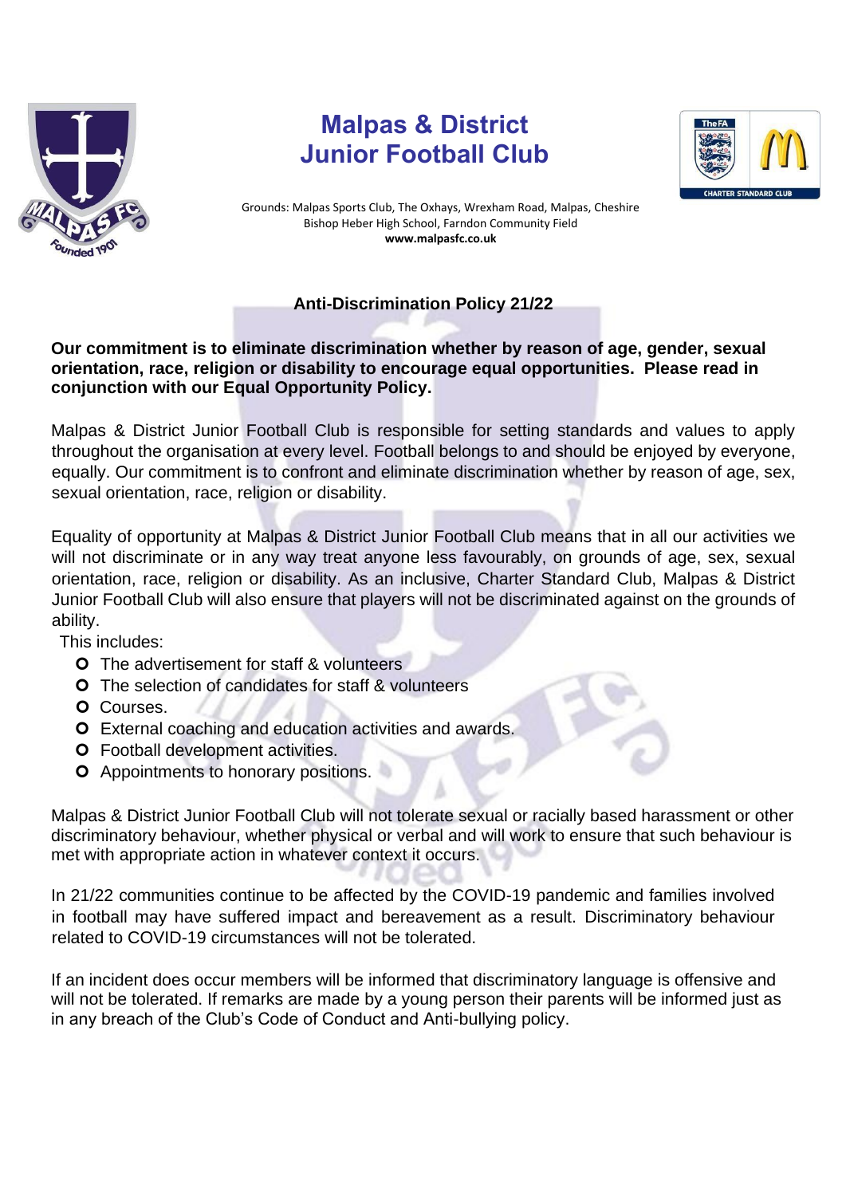# Malpas & District Junior Football Club

Grounds: Malpas Sports Club, The Oxhays, Wrexham Road, Malpas, Cheshire
Bishop Heber High School, Farndon Community Field
**www.malpasfc.co.uk**

## Anti-Discrimination Policy 21/22

**Our commitment is to eliminate discrimination whether by reason of age, gender, sexual orientation, race, religion or disability to encourage equal opportunities. Please read in conjunction with our Equal Opportunity Policy.**

Malpas & District Junior Football Club is responsible for setting standards and values to apply throughout the organisation at every level. Football belongs to and should be enjoyed by everyone, equally. Our commitment is to confront and eliminate discrimination whether by reason of age, sex, sexual orientation, race, religion or disability.

Equality of opportunity at Malpas & District Junior Football Club means that in all our activities we will not discriminate or in any way treat anyone less favourably, on grounds of age, sex, sexual orientation, race, religion or disability. As an inclusive, Charter Standard Club, Malpas & District Junior Football Club will also ensure that players will not be discriminated against on the grounds of ability.

This includes:

- The advertisement for staff & volunteers
- The selection of candidates for staff & volunteers
- Courses.
- External coaching and education activities and awards.
- Football development activities.
- Appointments to honorary positions.

Malpas & District Junior Football Club will not tolerate sexual or racially based harassment or other discriminatory behaviour, whether physical or verbal and will work to ensure that such behaviour is met with appropriate action in whatever context it occurs.

In 21/22 communities continue to be affected by the COVID-19 pandemic and families involved in football may have suffered impact and bereavement as a result. Discriminatory behaviour related to COVID-19 circumstances will not be tolerated.

If an incident does occur members will be informed that discriminatory language is offensive and will not be tolerated. If remarks are made by a young person their parents will be informed just as in any breach of the Club's Code of Conduct and Anti-bullying policy.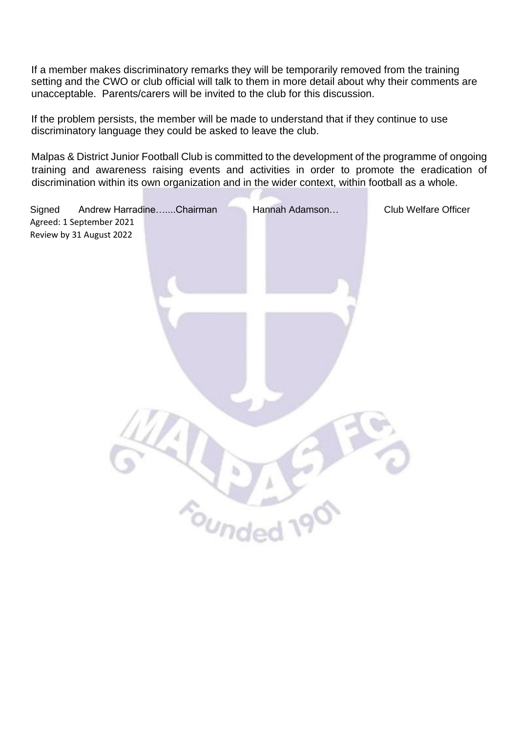If a member makes discriminatory remarks they will be temporarily removed from the training setting and the CWO or club official will talk to them in more detail about why their comments are unacceptable. Parents/carers will be invited to the club for this discussion.

If the problem persists, the member will be made to understand that if they continue to use discriminatory language they could be asked to leave the club.

Malpas & District Junior Football Club is committed to the development of the programme of ongoing training and awareness raising events and activities in order to promote the eradication of discrimination within its own organization and in the wider context, within football as a whole.

Signed Andrew Harradine…....Chairman Hannah Adamson… Club Welfare Officer

Agreed: 1 September 2021

Review by 31 August 2022